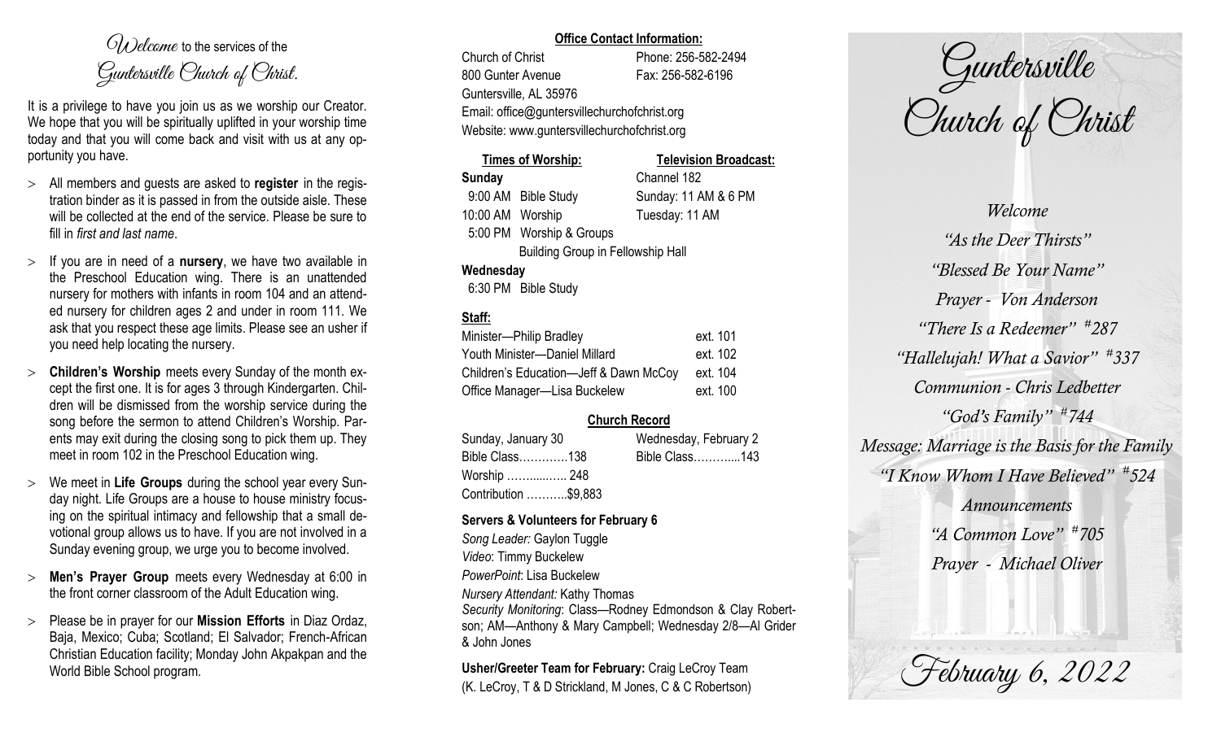*Welcome* to the services of the *Guntersville Church of Christ.*

It is a privilege to have you join us as we worship our Creator. We hope that you will be spiritually uplifted in your worship time today and that you will come back and visit with us at any opportunity you have.

- All members and guests are asked to **register** in the registration binder as it is passed in from the outside aisle. These will be collected at the end of the service. Please be sure to fill in *first and last name*.
- If you are in need of a **nursery**, we have two available in the Preschool Education wing. There is an unattended nursery for mothers with infants in room 104 and an attended nursery for children ages 2 and under in room 111. We ask that you respect these age limits. Please see an usher if you need help locating the nursery.
- **Children's Worship** meets every Sunday of the month except the first one. It is for ages 3 through Kindergarten. Children will be dismissed from the worship service during the song before the sermon to attend Children's Worship. Parents may exit during the closing song to pick them up. They meet in room 102 in the Preschool Education wing.
- We meet in **Life Groups** during the school year every Sunday night. Life Groups are a house to house ministry focusing on the spiritual intimacy and fellowship that a small devotional group allows us to have. If you are not involved in a Sunday evening group, we urge you to become involved.
- **Men's Prayer Group** meets every Wednesday at 6:00 in the front corner classroom of the Adult Education wing.
- Please be in prayer for our **Mission Efforts** in Diaz Ordaz, Baja, Mexico; Cuba; Scotland; El Salvador; French-African Christian Education facility; Monday John Akpakpan and the World Bible School program.

**Office Contact Information:**

Church of Christ — Phone: 256-582-2494
800 Gunter Avenue — Fax: 256-582-6196
Guntersville, AL 35976
Email: office@guntersvillechurchofchrist.org
Website: www.guntersvillechurchofchrist.org

**Times of Worship:**

**Sunday**
9:00 AM Bible Study
10:00 AM Worship
5:00 PM Worship & Groups
Building Group in Fellowship Hall

**Wednesday**
6:30 PM Bible Study

**Television Broadcast:**
Channel 182
Sunday: 11 AM & 6 PM
Tuesday: 11 AM

**Staff:**

| | |
|---|---|
| Minister—Philip Bradley | ext. 101 |
| Youth Minister—Daniel Millard | ext. 102 |
| Children's Education—Jeff & Dawn McCoy | ext. 104 |
| Office Manager—Lisa Buckelew | ext. 100 |

**Church Record**

| Sunday, January 30 | Wednesday, February 2 |
|---|---|
| Bible Class............138 | Bible Class...........143 |
| Worship ............... 248 | |
| Contribution ...........$9,883 | |

**Servers & Volunteers for February 6**

*Song Leader:* Gaylon Tuggle
*Video*: Timmy Buckelew
*PowerPoint*: Lisa Buckelew
*Nursery Attendant:* Kathy Thomas
*Security Monitoring*: Class—Rodney Edmondson & Clay Robertson; AM—Anthony & Mary Campbell; Wednesday 2/8—Al Grider & John Jones

**Usher/Greeter Team for February:** Craig LeCroy Team (K. LeCroy, T & D Strickland, M Jones, C & C Robertson)

# Guntersville Church of Christ

*Welcome*
*"As the Deer Thirsts"*
*"Blessed Be Your Name"*
*Prayer - Von Anderson*
*"There Is a Redeemer" #287*
*"Hallelujah! What a Savior" #337*
*Communion - Chris Ledbetter*
*"God's Family" #744*
*Message: Marriage is the Basis for the Family*
*"I Know Whom I Have Believed" #524*
*Announcements*
*"A Common Love" #705*
*Prayer - Michael Oliver*

*February 6, 2022*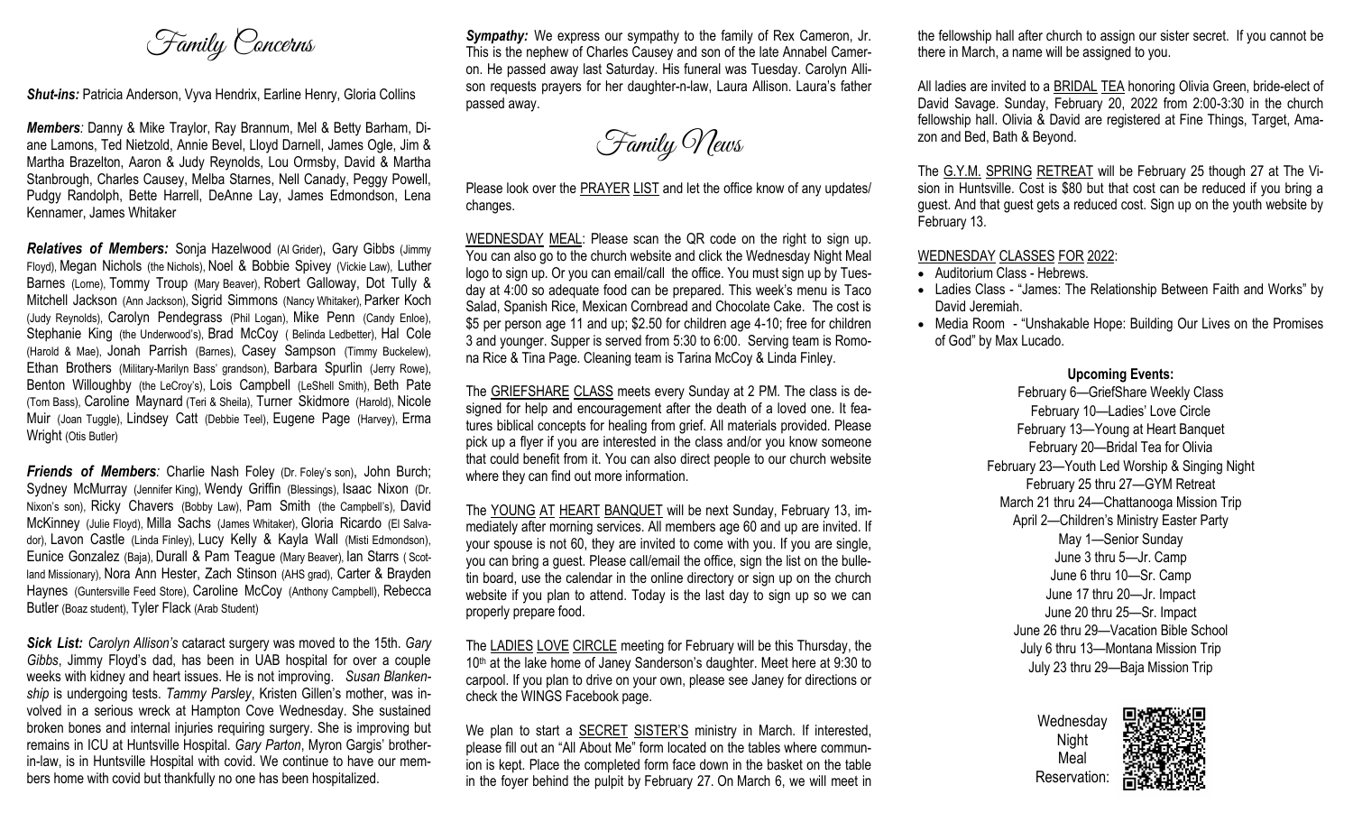# Family Concerns

***Shut-ins:*** Patricia Anderson, Vyva Hendrix, Earline Henry, Gloria Collins

***Members:*** Danny & Mike Traylor, Ray Brannum, Mel & Betty Barham, Diane Lamons, Ted Nietzold, Annie Bevel, Lloyd Darnell, James Ogle, Jim & Martha Brazelton, Aaron & Judy Reynolds, Lou Ormsby, David & Martha Stanbrough, Charles Causey, Melba Starnes, Nell Canady, Peggy Powell, Pudgy Randolph, Bette Harrell, DeAnne Lay, James Edmondson, Lena Kennamer, James Whitaker

***Relatives of Members:*** Sonja Hazelwood (Al Grider), Gary Gibbs (Jimmy Floyd), Megan Nichols (the Nichols), Noel & Bobbie Spivey (Vickie Law), Luther Barnes (Lorne), Tommy Troup (Mary Beaver), Robert Galloway, Dot Tully & Mitchell Jackson (Ann Jackson), Sigrid Simmons (Nancy Whitaker), Parker Koch (Judy Reynolds), Carolyn Pendegrass (Phil Logan), Mike Penn (Candy Enloe), Stephanie King (the Underwood's), Brad McCoy ( Belinda Ledbetter), Hal Cole (Harold & Mae), Jonah Parrish (Barnes), Casey Sampson (Timmy Buckelew), Ethan Brothers (Military-Marilyn Bass' grandson), Barbara Spurlin (Jerry Rowe), Benton Willoughby (the LeCroy's), Lois Campbell (LeShell Smith), Beth Pate (Tom Bass), Caroline Maynard (Teri & Sheila), Turner Skidmore (Harold), Nicole Muir (Joan Tuggle), Lindsey Catt (Debbie Teel), Eugene Page (Harvey), Erma Wright (Otis Butler)

***Friends of Members:*** Charlie Nash Foley (Dr. Foley's son), John Burch; Sydney McMurray (Jennifer King), Wendy Griffin (Blessings), Isaac Nixon (Dr. Nixon's son), Ricky Chavers (Bobby Law), Pam Smith (the Campbell's), David McKinney (Julie Floyd), Milla Sachs (James Whitaker), Gloria Ricardo (El Salvador), Lavon Castle (Linda Finley), Lucy Kelly & Kayla Wall (Misti Edmondson), Eunice Gonzalez (Baja), Durall & Pam Teague (Mary Beaver), Ian Starrs ( Scotland Missionary), Nora Ann Hester, Zach Stinson (AHS grad), Carter & Brayden Haynes (Guntersville Feed Store), Caroline McCoy (Anthony Campbell), Rebecca Butler (Boaz student), Tyler Flack (Arab Student)

***Sick List:*** *Carolyn Allison's* cataract surgery was moved to the 15th. *Gary Gibbs*, Jimmy Floyd's dad, has been in UAB hospital for over a couple weeks with kidney and heart issues. He is not improving. *Susan Blankenship* is undergoing tests. *Tammy Parsley*, Kristen Gillen's mother, was involved in a serious wreck at Hampton Cove Wednesday. She sustained broken bones and internal injuries requiring surgery. She is improving but remains in ICU at Huntsville Hospital. *Gary Parton*, Myron Gargis' brother-in-law, is in Huntsville Hospital with covid. We continue to have our members home with covid but thankfully no one has been hospitalized.

***Sympathy:*** We express our sympathy to the family of Rex Cameron, Jr. This is the nephew of Charles Causey and son of the late Annabel Cameron. He passed away last Saturday. His funeral was Tuesday. Carolyn Allison requests prayers for her daughter-n-law, Laura Allison. Laura's father passed away.

# Family News

Please look over the PRAYER LIST and let the office know of any updates/ changes.

WEDNESDAY MEAL: Please scan the QR code on the right to sign up. You can also go to the church website and click the Wednesday Night Meal logo to sign up. Or you can email/call the office. You must sign up by Tuesday at 4:00 so adequate food can be prepared. This week's menu is Taco Salad, Spanish Rice, Mexican Cornbread and Chocolate Cake. The cost is $5 per person age 11 and up; $2.50 for children age 4-10; free for children 3 and younger. Supper is served from 5:30 to 6:00. Serving team is Romona Rice & Tina Page. Cleaning team is Tarina McCoy & Linda Finley.

The GRIEFSHARE CLASS meets every Sunday at 2 PM. The class is designed for help and encouragement after the death of a loved one. It features biblical concepts for healing from grief. All materials provided. Please pick up a flyer if you are interested in the class and/or you know someone that could benefit from it. You can also direct people to our church website where they can find out more information.

The YOUNG AT HEART BANQUET will be next Sunday, February 13, immediately after morning services. All members age 60 and up are invited. If your spouse is not 60, they are invited to come with you. If you are single, you can bring a guest. Please call/email the office, sign the list on the bulletin board, use the calendar in the online directory or sign up on the church website if you plan to attend. Today is the last day to sign up so we can properly prepare food.

The LADIES LOVE CIRCLE meeting for February will be this Thursday, the 10th at the lake home of Janey Sanderson's daughter. Meet here at 9:30 to carpool. If you plan to drive on your own, please see Janey for directions or check the WINGS Facebook page.

We plan to start a SECRET SISTER'S ministry in March. If interested, please fill out an "All About Me" form located on the tables where communion is kept. Place the completed form face down in the basket on the table in the foyer behind the pulpit by February 27. On March 6, we will meet in the fellowship hall after church to assign our sister secret. If you cannot be there in March, a name will be assigned to you.

All ladies are invited to a BRIDAL TEA honoring Olivia Green, bride-elect of David Savage. Sunday, February 20, 2022 from 2:00-3:30 in the church fellowship hall. Olivia & David are registered at Fine Things, Target, Amazon and Bed, Bath & Beyond.

The G.Y.M. SPRING RETREAT will be February 25 though 27 at The Vision in Huntsville. Cost is $80 but that cost can be reduced if you bring a guest. And that guest gets a reduced cost. Sign up on the youth website by February 13.

WEDNESDAY CLASSES FOR 2022:

- Auditorium Class - Hebrews.
- Ladies Class - "James: The Relationship Between Faith and Works" by David Jeremiah.
- Media Room - "Unshakable Hope: Building Our Lives on the Promises of God" by Max Lucado.

**Upcoming Events:**

February 6—GriefShare Weekly Class
February 10—Ladies' Love Circle
February 13—Young at Heart Banquet
February 20—Bridal Tea for Olivia
February 23—Youth Led Worship & Singing Night
February 25 thru 27—GYM Retreat
March 21 thru 24—Chattanooga Mission Trip
April 2—Children's Ministry Easter Party
May 1—Senior Sunday
June 3 thru 5—Jr. Camp
June 6 thru 10—Sr. Camp
June 17 thru 20—Jr. Impact
June 20 thru 25—Sr. Impact
June 26 thru 29—Vacation Bible School
July 6 thru 13—Montana Mission Trip
July 23 thru 29—Baja Mission Trip

Wednesday Night Meal Reservation: